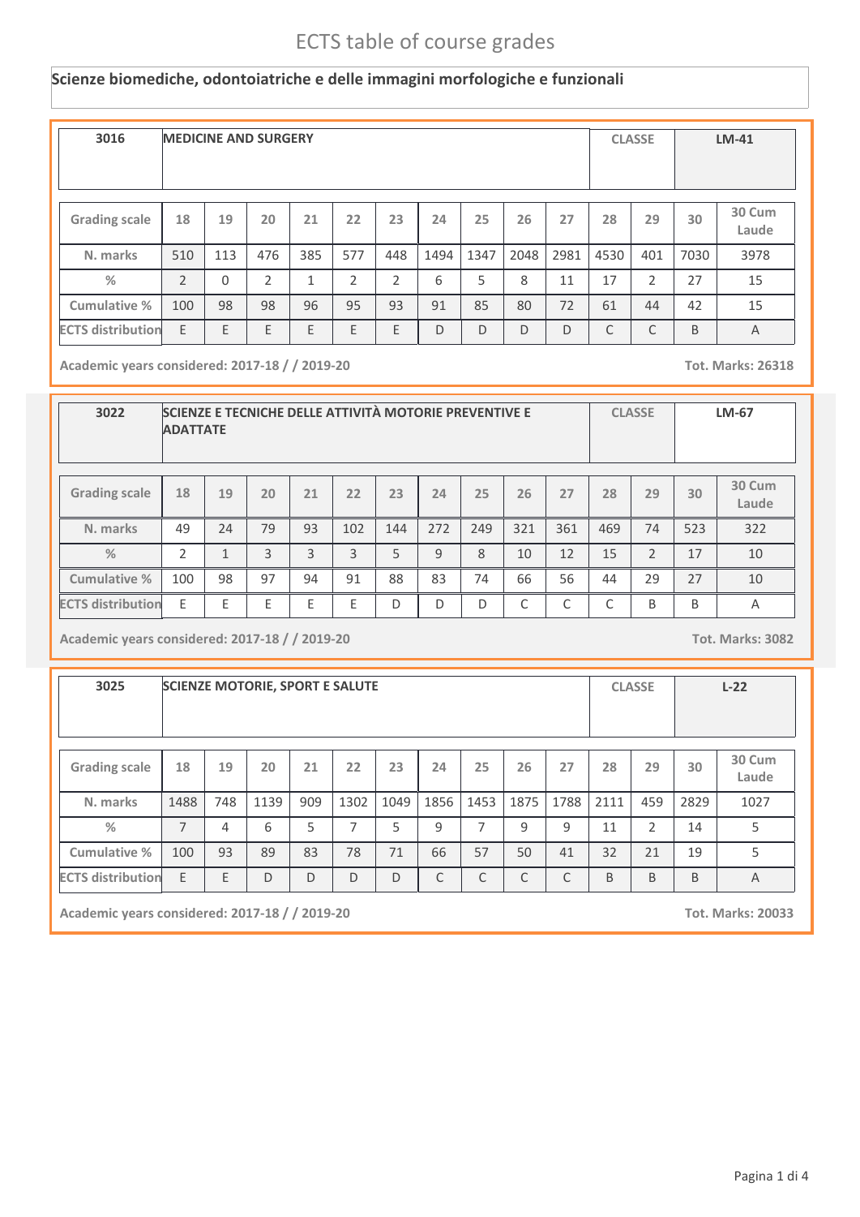# ECTS table of course grades

## Scienze biomediche, odontoiatriche e delle immagini morfologiche e funzionali

| 3016 | MEDICINE AND SURGERY | CLASSE | LM-41 |
|---|---|---|---|

| Grading scale | 18 | 19 | 20 | 21 | 22 | 23 | 24 | 25 | 26 | 27 | 28 | 29 | 30 | 30 Cum Laude |
|---|---|---|---|---|---|---|---|---|---|---|---|---|---|---|
| N. marks | 510 | 113 | 476 | 385 | 577 | 448 | 1494 | 1347 | 2048 | 2981 | 4530 | 401 | 7030 | 3978 |
| % | 2 | 0 | 2 | 1 | 2 | 2 | 6 | 5 | 8 | 11 | 17 | 2 | 27 | 15 |
| Cumulative % | 100 | 98 | 98 | 96 | 95 | 93 | 91 | 85 | 80 | 72 | 61 | 44 | 42 | 15 |
| ECTS distribution | E | E | E | E | E | E | D | D | D | D | C | C | B | A |

Academic years considered: 2017-18 / / 2019-20 — Tot. Marks: 26318

| 3022 | SCIENZE E TECNICHE DELLE ATTIVITÀ MOTORIE PREVENTIVE E ADATTATE | CLASSE | LM-67 |
|---|---|---|---|

| Grading scale | 18 | 19 | 20 | 21 | 22 | 23 | 24 | 25 | 26 | 27 | 28 | 29 | 30 | 30 Cum Laude |
|---|---|---|---|---|---|---|---|---|---|---|---|---|---|---|
| N. marks | 49 | 24 | 79 | 93 | 102 | 144 | 272 | 249 | 321 | 361 | 469 | 74 | 523 | 322 |
| % | 2 | 1 | 3 | 3 | 3 | 5 | 9 | 8 | 10 | 12 | 15 | 2 | 17 | 10 |
| Cumulative % | 100 | 98 | 97 | 94 | 91 | 88 | 83 | 74 | 66 | 56 | 44 | 29 | 27 | 10 |
| ECTS distribution | E | E | E | E | E | D | D | D | C | C | C | B | B | A |

Academic years considered: 2017-18 / / 2019-20 — Tot. Marks: 3082

| 3025 | SCIENZE MOTORIE, SPORT E SALUTE | CLASSE | L-22 |
|---|---|---|---|

| Grading scale | 18 | 19 | 20 | 21 | 22 | 23 | 24 | 25 | 26 | 27 | 28 | 29 | 30 | 30 Cum Laude |
|---|---|---|---|---|---|---|---|---|---|---|---|---|---|---|
| N. marks | 1488 | 748 | 1139 | 909 | 1302 | 1049 | 1856 | 1453 | 1875 | 1788 | 2111 | 459 | 2829 | 1027 |
| % | 7 | 4 | 6 | 5 | 7 | 5 | 9 | 7 | 9 | 9 | 11 | 2 | 14 | 5 |
| Cumulative % | 100 | 93 | 89 | 83 | 78 | 71 | 66 | 57 | 50 | 41 | 32 | 21 | 19 | 5 |
| ECTS distribution | E | E | D | D | D | D | C | C | C | C | B | B | B | A |

Academic years considered: 2017-18 / / 2019-20 — Tot. Marks: 20033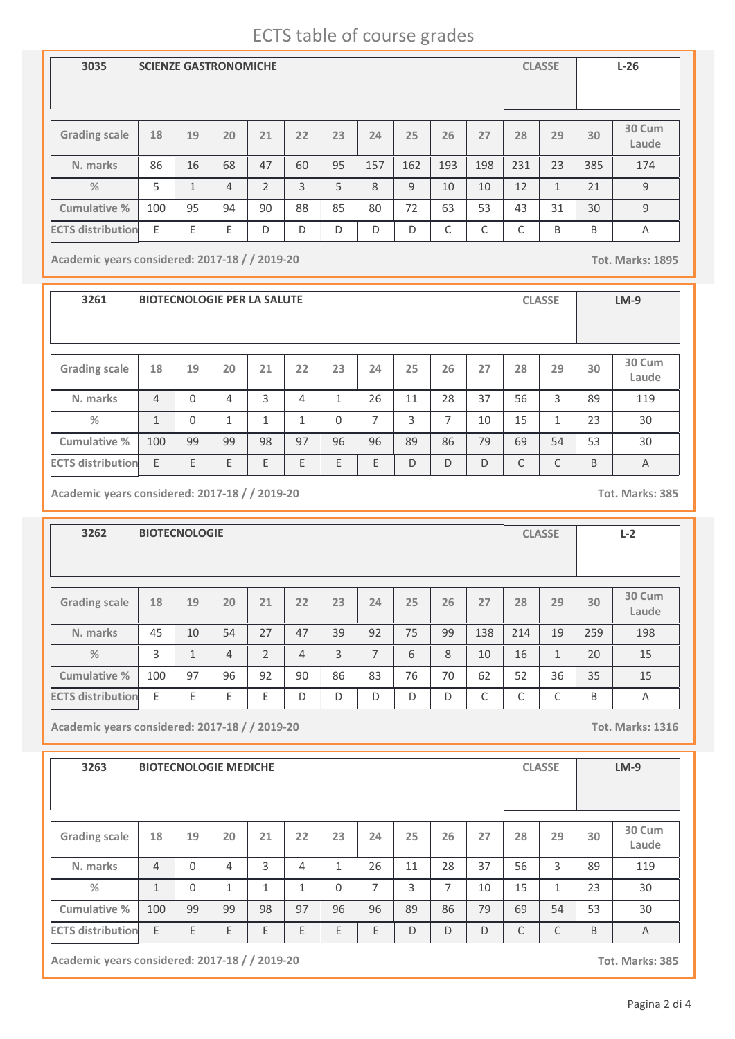# ECTS table of course grades

| 3035 | SCIENZE GASTRONOMICHE | CLASSE | L-26 |
|---|---|---|---|

| Grading scale | 18 | 19 | 20 | 21 | 22 | 23 | 24 | 25 | 26 | 27 | 28 | 29 | 30 | 30 Cum Laude |
|---|---|---|---|---|---|---|---|---|---|---|---|---|---|---|
| N. marks | 86 | 16 | 68 | 47 | 60 | 95 | 157 | 162 | 193 | 198 | 231 | 23 | 385 | 174 |
| % | 5 | 1 | 4 | 2 | 3 | 5 | 8 | 9 | 10 | 10 | 12 | 1 | 21 | 9 |
| Cumulative % | 100 | 95 | 94 | 90 | 88 | 85 | 80 | 72 | 63 | 53 | 43 | 31 | 30 | 9 |
| ECTS distribution | E | E | E | D | D | D | D | D | C | C | C | B | B | A |

**Academic years considered: 2017-18 / / 2019-20** **Tot. Marks: 1895**

| 3261 | BIOTECNOLOGIE PER LA SALUTE | CLASSE | LM-9 |
|---|---|---|---|

| Grading scale | 18 | 19 | 20 | 21 | 22 | 23 | 24 | 25 | 26 | 27 | 28 | 29 | 30 | 30 Cum Laude |
|---|---|---|---|---|---|---|---|---|---|---|---|---|---|---|
| N. marks | 4 | 0 | 4 | 3 | 4 | 1 | 26 | 11 | 28 | 37 | 56 | 3 | 89 | 119 |
| % | 1 | 0 | 1 | 1 | 1 | 0 | 7 | 3 | 7 | 10 | 15 | 1 | 23 | 30 |
| Cumulative % | 100 | 99 | 99 | 98 | 97 | 96 | 96 | 89 | 86 | 79 | 69 | 54 | 53 | 30 |
| ECTS distribution | E | E | E | E | E | E | E | D | D | D | C | C | B | A |

**Academic years considered: 2017-18 / / 2019-20** **Tot. Marks: 385**

| 3262 | BIOTECNOLOGIE | CLASSE | L-2 |
|---|---|---|---|

| Grading scale | 18 | 19 | 20 | 21 | 22 | 23 | 24 | 25 | 26 | 27 | 28 | 29 | 30 | 30 Cum Laude |
|---|---|---|---|---|---|---|---|---|---|---|---|---|---|---|
| N. marks | 45 | 10 | 54 | 27 | 47 | 39 | 92 | 75 | 99 | 138 | 214 | 19 | 259 | 198 |
| % | 3 | 1 | 4 | 2 | 4 | 3 | 7 | 6 | 8 | 10 | 16 | 1 | 20 | 15 |
| Cumulative % | 100 | 97 | 96 | 92 | 90 | 86 | 83 | 76 | 70 | 62 | 52 | 36 | 35 | 15 |
| ECTS distribution | E | E | E | E | D | D | D | D | D | C | C | C | B | A |

**Academic years considered: 2017-18 / / 2019-20** **Tot. Marks: 1316**

| 3263 | BIOTECNOLOGIE MEDICHE | CLASSE | LM-9 |
|---|---|---|---|

| Grading scale | 18 | 19 | 20 | 21 | 22 | 23 | 24 | 25 | 26 | 27 | 28 | 29 | 30 | 30 Cum Laude |
|---|---|---|---|---|---|---|---|---|---|---|---|---|---|---|
| N. marks | 4 | 0 | 4 | 3 | 4 | 1 | 26 | 11 | 28 | 37 | 56 | 3 | 89 | 119 |
| % | 1 | 0 | 1 | 1 | 1 | 0 | 7 | 3 | 7 | 10 | 15 | 1 | 23 | 30 |
| Cumulative % | 100 | 99 | 99 | 98 | 97 | 96 | 96 | 89 | 86 | 79 | 69 | 54 | 53 | 30 |
| ECTS distribution | E | E | E | E | E | E | E | D | D | D | C | C | B | A |

**Academic years considered: 2017-18 / / 2019-20** **Tot. Marks: 385**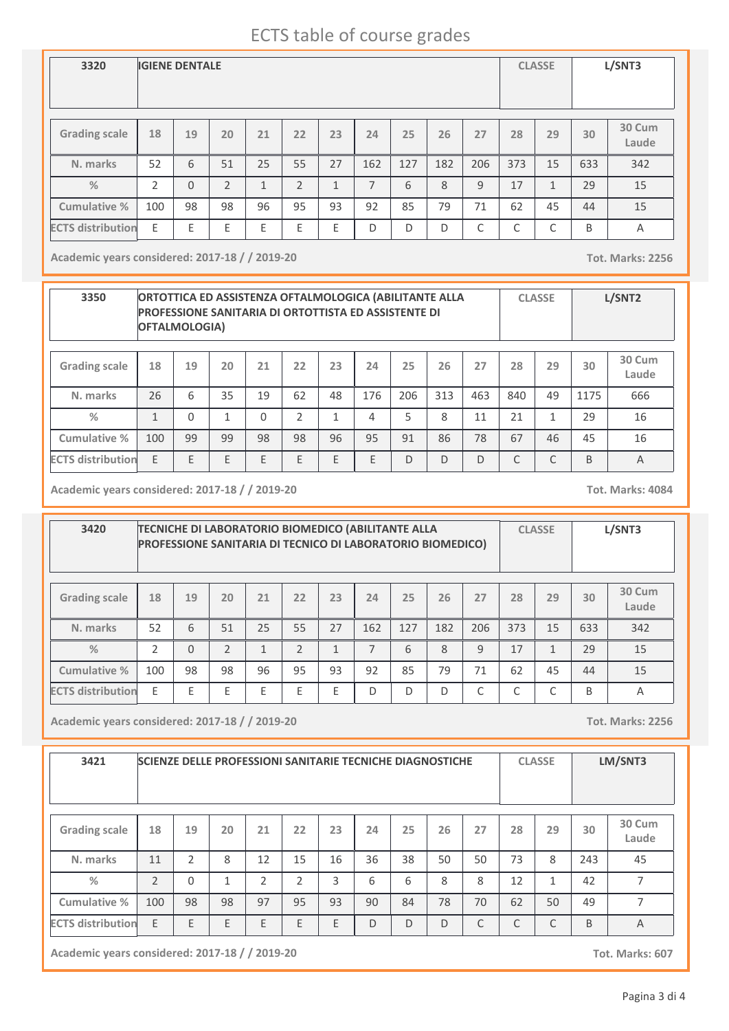# ECTS table of course grades

| 3320 | IGIENE DENTALE | CLASSE | L/SNT3 |
|---|---|---|---|

| Grading scale | 18 | 19 | 20 | 21 | 22 | 23 | 24 | 25 | 26 | 27 | 28 | 29 | 30 | 30 Cum Laude |
|---|---|---|---|---|---|---|---|---|---|---|---|---|---|---|
| N. marks | 52 | 6 | 51 | 25 | 55 | 27 | 162 | 127 | 182 | 206 | 373 | 15 | 633 | 342 |
| % | 2 | 0 | 2 | 1 | 2 | 1 | 7 | 6 | 8 | 9 | 17 | 1 | 29 | 15 |
| Cumulative % | 100 | 98 | 98 | 96 | 95 | 93 | 92 | 85 | 79 | 71 | 62 | 45 | 44 | 15 |
| ECTS distribution | E | E | E | E | E | E | D | D | D | C | C | C | B | A |

**Academic years considered: 2017-18 / / 2019-20** **Tot. Marks: 2256**

| 3350 | ORTOTTICA ED ASSISTENZA OFTALMOLOGICA (ABILITANTE ALLA PROFESSIONE SANITARIA DI ORTOTTISTA ED ASSISTENTE DI OFTALMOLOGIA) | CLASSE | L/SNT2 |
|---|---|---|---|

| Grading scale | 18 | 19 | 20 | 21 | 22 | 23 | 24 | 25 | 26 | 27 | 28 | 29 | 30 | 30 Cum Laude |
|---|---|---|---|---|---|---|---|---|---|---|---|---|---|---|
| N. marks | 26 | 6 | 35 | 19 | 62 | 48 | 176 | 206 | 313 | 463 | 840 | 49 | 1175 | 666 |
| % | 1 | 0 | 1 | 0 | 2 | 1 | 4 | 5 | 8 | 11 | 21 | 1 | 29 | 16 |
| Cumulative % | 100 | 99 | 99 | 98 | 98 | 96 | 95 | 91 | 86 | 78 | 67 | 46 | 45 | 16 |
| ECTS distribution | E | E | E | E | E | E | E | D | D | D | C | C | B | A |

**Academic years considered: 2017-18 / / 2019-20** **Tot. Marks: 4084**

| 3420 | TECNICHE DI LABORATORIO BIOMEDICO (ABILITANTE ALLA PROFESSIONE SANITARIA DI TECNICO DI LABORATORIO BIOMEDICO) | CLASSE | L/SNT3 |
|---|---|---|---|

| Grading scale | 18 | 19 | 20 | 21 | 22 | 23 | 24 | 25 | 26 | 27 | 28 | 29 | 30 | 30 Cum Laude |
|---|---|---|---|---|---|---|---|---|---|---|---|---|---|---|
| N. marks | 52 | 6 | 51 | 25 | 55 | 27 | 162 | 127 | 182 | 206 | 373 | 15 | 633 | 342 |
| % | 2 | 0 | 2 | 1 | 2 | 1 | 7 | 6 | 8 | 9 | 17 | 1 | 29 | 15 |
| Cumulative % | 100 | 98 | 98 | 96 | 95 | 93 | 92 | 85 | 79 | 71 | 62 | 45 | 44 | 15 |
| ECTS distribution | E | E | E | E | E | E | D | D | D | C | C | C | B | A |

**Academic years considered: 2017-18 / / 2019-20** **Tot. Marks: 2256**

| 3421 | SCIENZE DELLE PROFESSIONI SANITARIE TECNICHE DIAGNOSTICHE | CLASSE | LM/SNT3 |
|---|---|---|---|

| Grading scale | 18 | 19 | 20 | 21 | 22 | 23 | 24 | 25 | 26 | 27 | 28 | 29 | 30 | 30 Cum Laude |
|---|---|---|---|---|---|---|---|---|---|---|---|---|---|---|
| N. marks | 11 | 2 | 8 | 12 | 15 | 16 | 36 | 38 | 50 | 50 | 73 | 8 | 243 | 45 |
| % | 2 | 0 | 1 | 2 | 2 | 3 | 6 | 6 | 8 | 8 | 12 | 1 | 42 | 7 |
| Cumulative % | 100 | 98 | 98 | 97 | 95 | 93 | 90 | 84 | 78 | 70 | 62 | 50 | 49 | 7 |
| ECTS distribution | E | E | E | E | E | E | D | D | D | C | C | C | B | A |

**Academic years considered: 2017-18 / / 2019-20** **Tot. Marks: 607**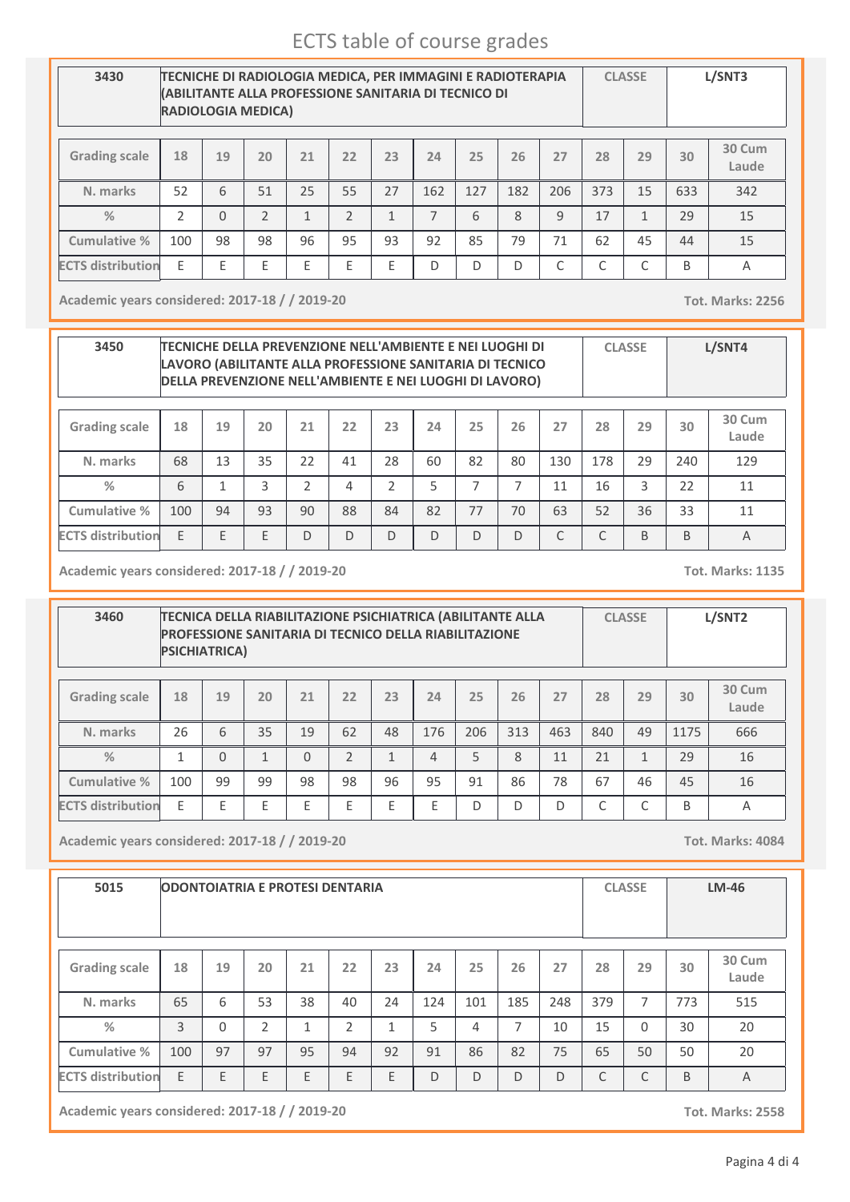# ECTS table of course grades

| 3430 | TECNICHE DI RADIOLOGIA MEDICA, PER IMMAGINI E RADIOTERAPIA (ABILITANTE ALLA PROFESSIONE SANITARIA DI TECNICO DI RADIOLOGIA MEDICA) | CLASSE | L/SNT3 |
|---|---|---|---|

| Grading scale | 18 | 19 | 20 | 21 | 22 | 23 | 24 | 25 | 26 | 27 | 28 | 29 | 30 | 30 Cum Laude |
|---|---|---|---|---|---|---|---|---|---|---|---|---|---|---|
| N. marks | 52 | 6 | 51 | 25 | 55 | 27 | 162 | 127 | 182 | 206 | 373 | 15 | 633 | 342 |
| % | 2 | 0 | 2 | 1 | 2 | 1 | 7 | 6 | 8 | 9 | 17 | 1 | 29 | 15 |
| Cumulative % | 100 | 98 | 98 | 96 | 95 | 93 | 92 | 85 | 79 | 71 | 62 | 45 | 44 | 15 |
| ECTS distribution | E | E | E | E | E | E | D | D | D | C | C | C | B | A |

**Academic years considered: 2017-18 / / 2019-20** **Tot. Marks: 2256**

| 3450 | TECNICHE DELLA PREVENZIONE NELL'AMBIENTE E NEI LUOGHI DI LAVORO (ABILITANTE ALLA PROFESSIONE SANITARIA DI TECNICO DELLA PREVENZIONE NELL'AMBIENTE E NEI LUOGHI DI LAVORO) | CLASSE | L/SNT4 |
|---|---|---|---|

| Grading scale | 18 | 19 | 20 | 21 | 22 | 23 | 24 | 25 | 26 | 27 | 28 | 29 | 30 | 30 Cum Laude |
|---|---|---|---|---|---|---|---|---|---|---|---|---|---|---|
| N. marks | 68 | 13 | 35 | 22 | 41 | 28 | 60 | 82 | 80 | 130 | 178 | 29 | 240 | 129 |
| % | 6 | 1 | 3 | 2 | 4 | 2 | 5 | 7 | 7 | 11 | 16 | 3 | 22 | 11 |
| Cumulative % | 100 | 94 | 93 | 90 | 88 | 84 | 82 | 77 | 70 | 63 | 52 | 36 | 33 | 11 |
| ECTS distribution | E | E | E | D | D | D | D | D | D | C | C | B | B | A |

**Academic years considered: 2017-18 / / 2019-20** **Tot. Marks: 1135**

| 3460 | TECNICA DELLA RIABILITAZIONE PSICHIATRICA (ABILITANTE ALLA PROFESSIONE SANITARIA DI TECNICO DELLA RIABILITAZIONE PSICHIATRICA) | CLASSE | L/SNT2 |
|---|---|---|---|

| Grading scale | 18 | 19 | 20 | 21 | 22 | 23 | 24 | 25 | 26 | 27 | 28 | 29 | 30 | 30 Cum Laude |
|---|---|---|---|---|---|---|---|---|---|---|---|---|---|---|
| N. marks | 26 | 6 | 35 | 19 | 62 | 48 | 176 | 206 | 313 | 463 | 840 | 49 | 1175 | 666 |
| % | 1 | 0 | 1 | 0 | 2 | 1 | 4 | 5 | 8 | 11 | 21 | 1 | 29 | 16 |
| Cumulative % | 100 | 99 | 99 | 98 | 98 | 96 | 95 | 91 | 86 | 78 | 67 | 46 | 45 | 16 |
| ECTS distribution | E | E | E | E | E | E | E | D | D | D | C | C | B | A |

**Academic years considered: 2017-18 / / 2019-20** **Tot. Marks: 4084**

| 5015 | ODONTOIATRIA E PROTESI DENTARIA | CLASSE | LM-46 |
|---|---|---|---|

| Grading scale | 18 | 19 | 20 | 21 | 22 | 23 | 24 | 25 | 26 | 27 | 28 | 29 | 30 | 30 Cum Laude |
|---|---|---|---|---|---|---|---|---|---|---|---|---|---|---|
| N. marks | 65 | 6 | 53 | 38 | 40 | 24 | 124 | 101 | 185 | 248 | 379 | 7 | 773 | 515 |
| % | 3 | 0 | 2 | 1 | 2 | 1 | 5 | 4 | 7 | 10 | 15 | 0 | 30 | 20 |
| Cumulative % | 100 | 97 | 97 | 95 | 94 | 92 | 91 | 86 | 82 | 75 | 65 | 50 | 50 | 20 |
| ECTS distribution | E | E | E | E | E | E | D | D | D | D | C | C | B | A |

**Academic years considered: 2017-18 / / 2019-20** **Tot. Marks: 2558**